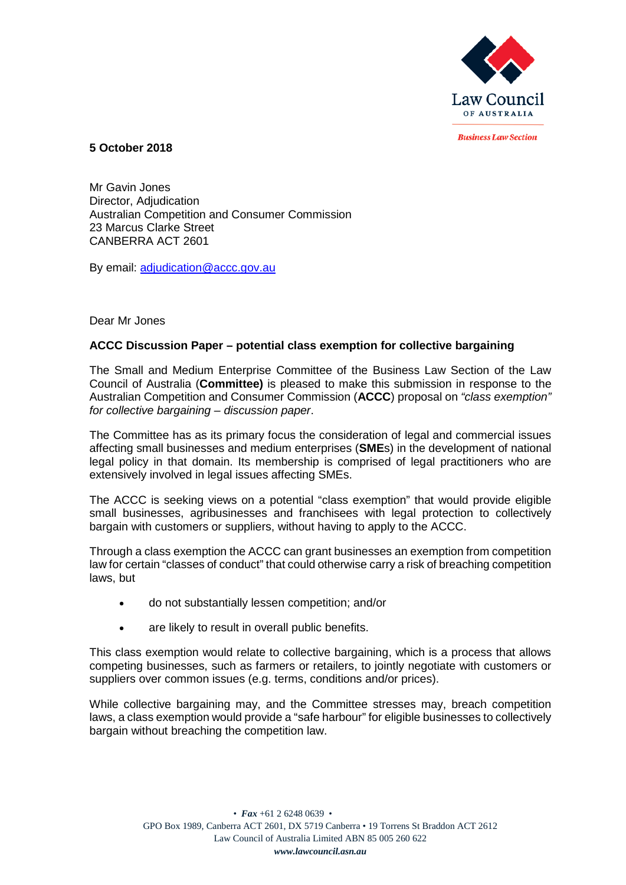Law Council OF AUSTRALIA

*Business Law Section*

**5 October 2018**

Mr Gavin Jones
Director, Adjudication
Australian Competition and Consumer Commission
23 Marcus Clarke Street
CANBERRA ACT 2601

By email: adjudication@accc.gov.au

Dear Mr Jones

**ACCC Discussion Paper – potential class exemption for collective bargaining**

The Small and Medium Enterprise Committee of the Business Law Section of the Law Council of Australia (**Committee)** is pleased to make this submission in response to the Australian Competition and Consumer Commission (**ACCC**) proposal on *"class exemption" for collective bargaining – discussion paper*.

The Committee has as its primary focus the consideration of legal and commercial issues affecting small businesses and medium enterprises (**SME**s) in the development of national legal policy in that domain. Its membership is comprised of legal practitioners who are extensively involved in legal issues affecting SMEs.

The ACCC is seeking views on a potential "class exemption" that would provide eligible small businesses, agribusinesses and franchisees with legal protection to collectively bargain with customers or suppliers, without having to apply to the ACCC.

Through a class exemption the ACCC can grant businesses an exemption from competition law for certain "classes of conduct" that could otherwise carry a risk of breaching competition laws, but

- do not substantially lessen competition; and/or
- are likely to result in overall public benefits.

This class exemption would relate to collective bargaining, which is a process that allows competing businesses, such as farmers or retailers, to jointly negotiate with customers or suppliers over common issues (e.g. terms, conditions and/or prices).

While collective bargaining may, and the Committee stresses may, breach competition laws, a class exemption would provide a "safe harbour" for eligible businesses to collectively bargain without breaching the competition law.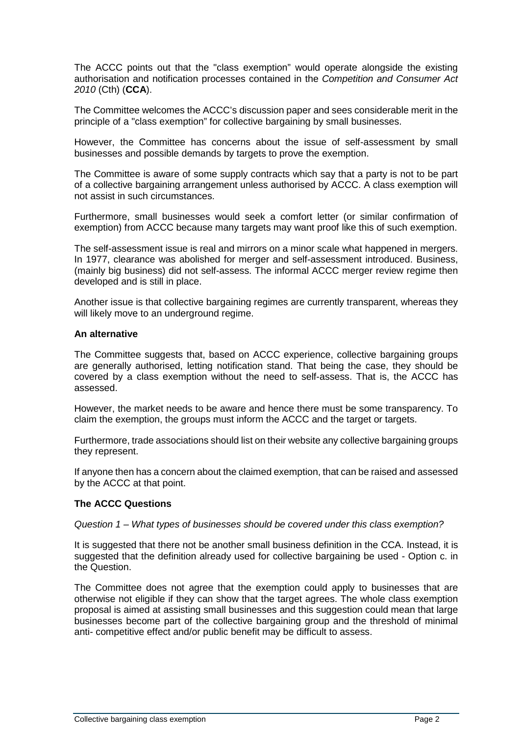The ACCC points out that the "class exemption" would operate alongside the existing authorisation and notification processes contained in the *Competition and Consumer Act 2010* (Cth) (**CCA**).

The Committee welcomes the ACCC's discussion paper and sees considerable merit in the principle of a "class exemption" for collective bargaining by small businesses.

However, the Committee has concerns about the issue of self-assessment by small businesses and possible demands by targets to prove the exemption.

The Committee is aware of some supply contracts which say that a party is not to be part of a collective bargaining arrangement unless authorised by ACCC. A class exemption will not assist in such circumstances.

Furthermore, small businesses would seek a comfort letter (or similar confirmation of exemption) from ACCC because many targets may want proof like this of such exemption.

The self-assessment issue is real and mirrors on a minor scale what happened in mergers. In 1977, clearance was abolished for merger and self-assessment introduced. Business, (mainly big business) did not self-assess. The informal ACCC merger review regime then developed and is still in place.

Another issue is that collective bargaining regimes are currently transparent, whereas they will likely move to an underground regime.

**An alternative**

The Committee suggests that, based on ACCC experience, collective bargaining groups are generally authorised, letting notification stand. That being the case, they should be covered by a class exemption without the need to self-assess. That is, the ACCC has assessed.

However, the market needs to be aware and hence there must be some transparency. To claim the exemption, the groups must inform the ACCC and the target or targets.

Furthermore, trade associations should list on their website any collective bargaining groups they represent.

If anyone then has a concern about the claimed exemption, that can be raised and assessed by the ACCC at that point.

**The ACCC Questions**

*Question 1 – What types of businesses should be covered under this class exemption?*

It is suggested that there not be another small business definition in the CCA. Instead, it is suggested that the definition already used for collective bargaining be used - Option c. in the Question.

The Committee does not agree that the exemption could apply to businesses that are otherwise not eligible if they can show that the target agrees. The whole class exemption proposal is aimed at assisting small businesses and this suggestion could mean that large businesses become part of the collective bargaining group and the threshold of minimal anti- competitive effect and/or public benefit may be difficult to assess.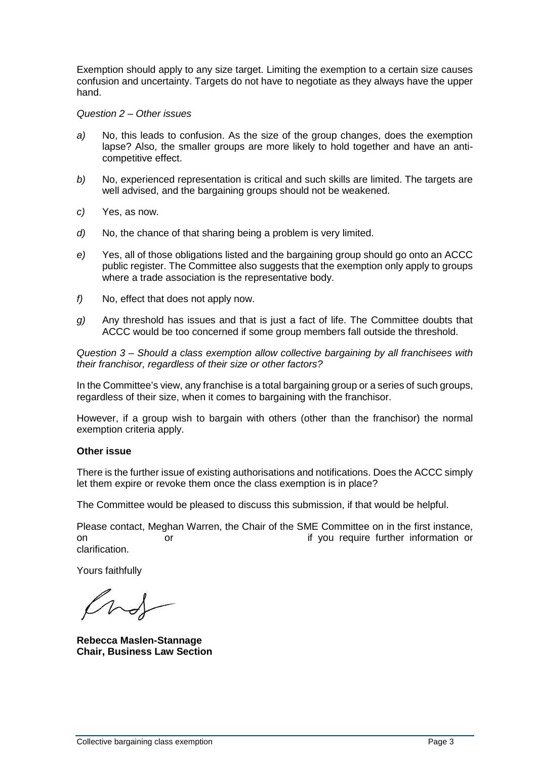Exemption should apply to any size target. Limiting the exemption to a certain size causes confusion and uncertainty. Targets do not have to negotiate as they always have the upper hand.

*Question 2 – Other issues*

*a)* No, this leads to confusion. As the size of the group changes, does the exemption lapse? Also, the smaller groups are more likely to hold together and have an anti-competitive effect.

*b)* No, experienced representation is critical and such skills are limited. The targets are well advised, and the bargaining groups should not be weakened.

*c)* Yes, as now.

*d)* No, the chance of that sharing being a problem is very limited.

*e)* Yes, all of those obligations listed and the bargaining group should go onto an ACCC public register. The Committee also suggests that the exemption only apply to groups where a trade association is the representative body.

*f)* No, effect that does not apply now.

*g)* Any threshold has issues and that is just a fact of life. The Committee doubts that ACCC would be too concerned if some group members fall outside the threshold.

*Question 3 – Should a class exemption allow collective bargaining by all franchisees with their franchisor, regardless of their size or other factors?*

In the Committee's view, any franchise is a total bargaining group or a series of such groups, regardless of their size, when it comes to bargaining with the franchisor.

However, if a group wish to bargain with others (other than the franchisor) the normal exemption criteria apply.

**Other issue**

There is the further issue of existing authorisations and notifications. Does the ACCC simply let them expire or revoke them once the class exemption is in place?

The Committee would be pleased to discuss this submission, if that would be helpful.

Please contact, Meghan Warren, the Chair of the SME Committee on in the first instance, on or if you require further information or clarification.

Yours faithfully

**Rebecca Maslen-Stannage**
**Chair, Business Law Section**